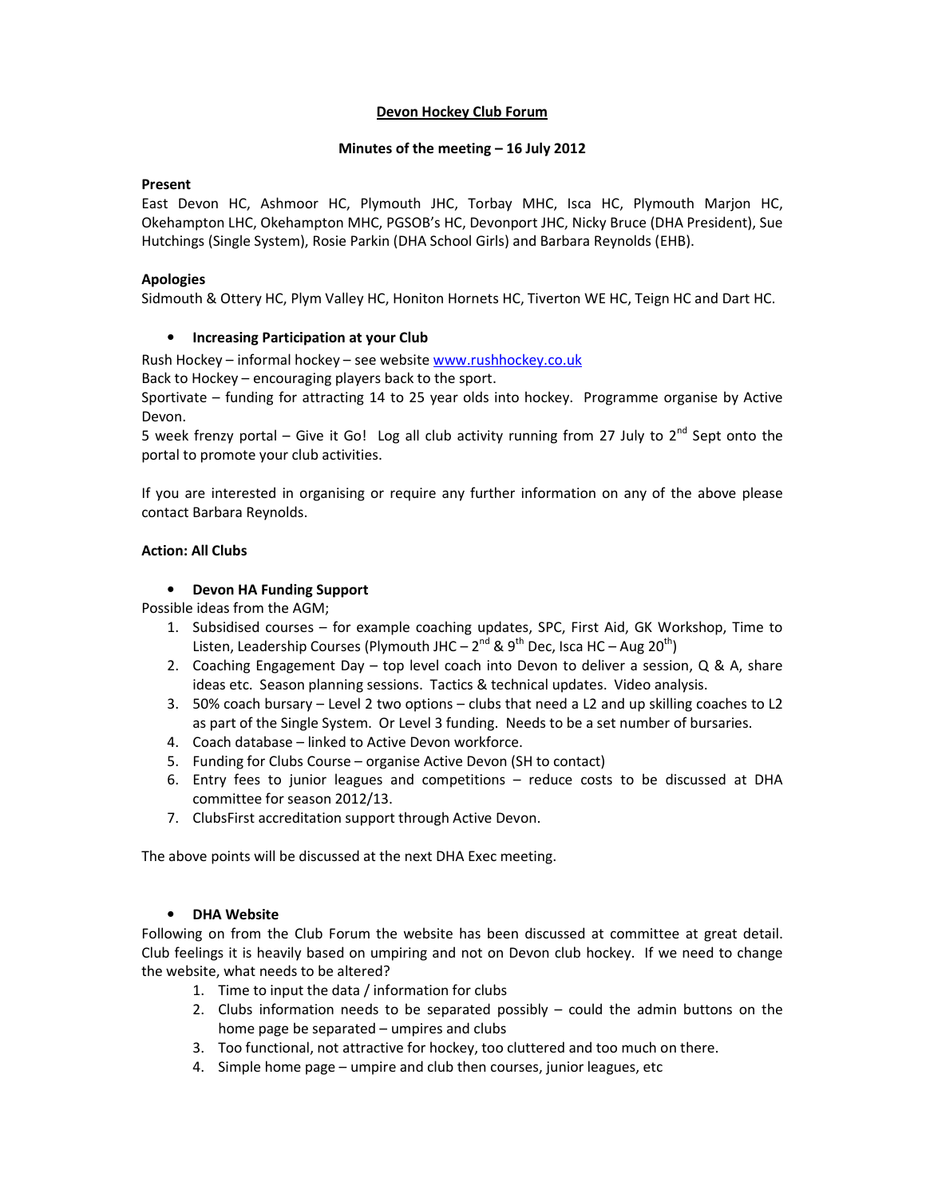# Devon Hockey Club Forum

## Minutes of the meeting – 16 July 2012

**Present**

East Devon HC, Ashmoor HC, Plymouth JHC, Torbay MHC, Isca HC, Plymouth Marjon HC, Okehampton LHC, Okehampton MHC, PGSOB's HC, Devonport JHC, Nicky Bruce (DHA President), Sue Hutchings (Single System), Rosie Parkin (DHA School Girls) and Barbara Reynolds (EHB).

**Apologies**

Sidmouth & Ottery HC, Plym Valley HC, Honiton Hornets HC, Tiverton WE HC, Teign HC and Dart HC.

- **Increasing Participation at your Club**

Rush Hockey – informal hockey – see website [www.rushhockey.co.uk](http://www.rushhockey.co.uk)
Back to Hockey – encouraging players back to the sport.
Sportivate – funding for attracting 14 to 25 year olds into hockey. Programme organise by Active Devon.
5 week frenzy portal – Give it Go! Log all club activity running from 27 July to 2nd Sept onto the portal to promote your club activities.

If you are interested in organising or require any further information on any of the above please contact Barbara Reynolds.

**Action: All Clubs**

- **Devon HA Funding Support**

Possible ideas from the AGM;

1. Subsidised courses – for example coaching updates, SPC, First Aid, GK Workshop, Time to Listen, Leadership Courses (Plymouth JHC – 2nd & 9th Dec, Isca HC – Aug 20th)
2. Coaching Engagement Day – top level coach into Devon to deliver a session, Q & A, share ideas etc. Season planning sessions. Tactics & technical updates. Video analysis.
3. 50% coach bursary – Level 2 two options – clubs that need a L2 and up skilling coaches to L2 as part of the Single System. Or Level 3 funding. Needs to be a set number of bursaries.
4. Coach database – linked to Active Devon workforce.
5. Funding for Clubs Course – organise Active Devon (SH to contact)
6. Entry fees to junior leagues and competitions – reduce costs to be discussed at DHA committee for season 2012/13.
7. ClubsFirst accreditation support through Active Devon.

The above points will be discussed at the next DHA Exec meeting.

- **DHA Website**

Following on from the Club Forum the website has been discussed at committee at great detail. Club feelings it is heavily based on umpiring and not on Devon club hockey. If we need to change the website, what needs to be altered?

1. Time to input the data / information for clubs
2. Clubs information needs to be separated possibly – could the admin buttons on the home page be separated – umpires and clubs
3. Too functional, not attractive for hockey, too cluttered and too much on there.
4. Simple home page – umpire and club then courses, junior leagues, etc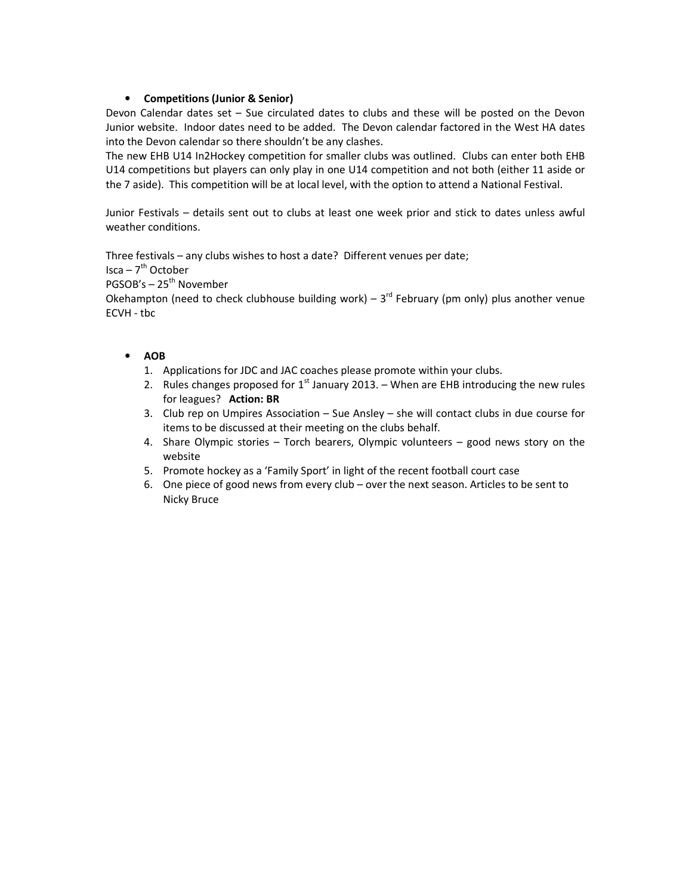- **Competitions (Junior & Senior)**

Devon Calendar dates set – Sue circulated dates to clubs and these will be posted on the Devon Junior website. Indoor dates need to be added. The Devon calendar factored in the West HA dates into the Devon calendar so there shouldn't be any clashes.
The new EHB U14 In2Hockey competition for smaller clubs was outlined. Clubs can enter both EHB U14 competitions but players can only play in one U14 competition and not both (either 11 aside or the 7 aside). This competition will be at local level, with the option to attend a National Festival.

Junior Festivals – details sent out to clubs at least one week prior and stick to dates unless awful weather conditions.

Three festivals – any clubs wishes to host a date? Different venues per date;
Isca – 7th October
PGSOB's – 25th November
Okehampton (need to check clubhouse building work) – 3rd February (pm only) plus another venue ECVH - tbc

- **AOB**
  1. Applications for JDC and JAC coaches please promote within your clubs.
  2. Rules changes proposed for 1st January 2013. – When are EHB introducing the new rules for leagues? **Action: BR**
  3. Club rep on Umpires Association – Sue Ansley – she will contact clubs in due course for items to be discussed at their meeting on the clubs behalf.
  4. Share Olympic stories – Torch bearers, Olympic volunteers – good news story on the website
  5. Promote hockey as a 'Family Sport' in light of the recent football court case
  6. One piece of good news from every club – over the next season. Articles to be sent to Nicky Bruce